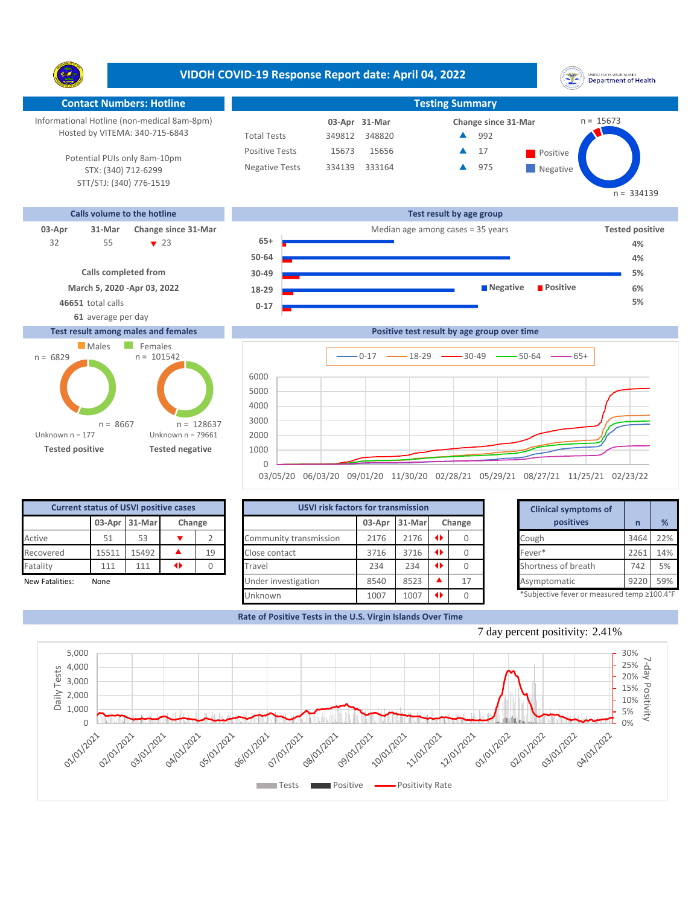# VIDOH COVID-19 Response Report date: April 04, 2022

## Contact Numbers: Hotline

Informational Hotline (non-medical 8am-8pm)
Hosted by VITEMA: 340-715-6843

Potential PUIs only 8am-10pm
STX: (340) 712-6299
STT/STJ: (340) 776-1519

## Testing Summary

| | 03-Apr | 31-Mar | Change since 31-Mar |
|---|---|---|---|
| Total Tests | 349812 | 348820 | ▲ 992 |
| Positive Tests | 15673 | 15656 | ▲ 17 |
| Negative Tests | 334139 | 333164 | ▲ 975 |

Positive n = 15673; Negative n = 334139

## Calls volume to the hotline

| 03-Apr | 31-Mar | Change since 31-Mar |
|---|---|---|
| 32 | 55 | ▼ 23 |

Calls completed from March 5, 2020 -Apr 03, 2022
46651 total calls
61 average per day

## Test result by age group

Median age among cases = 35 years

| Age group | Tested positive |
|---|---|
| 65+ | 4% |
| 50-64 | 4% |
| 30-49 | 5% |
| 18-29 | 6% |
| 0-17 | 5% |

## Test result among males and females

| | Males | Females |
|---|---|---|
| Tested positive | n = 6829 | n = 8667 |
| Tested negative | n = 101542 | n = 128637 |

Tested positive: Unknown n = 177
Tested negative: Unknown n = 79661

## Positive test result by age group over time

Legend: 0-17, 18-29, 30-49, 50-64, 65+

## Current status of USVI positive cases

| | 03-Apr | 31-Mar | Change | |
|---|---|---|---|---|
| Active | 51 | 53 | ▼ | 2 |
| Recovered | 15511 | 15492 | ▲ | 19 |
| Fatality | 111 | 111 | ◀▶ | 0 |

New Fatalities: None

## USVI risk factors for transmission

| | 03-Apr | 31-Mar | Change | |
|---|---|---|---|---|
| Community transmission | 2176 | 2176 | ◀▶ | 0 |
| Close contact | 3716 | 3716 | ◀▶ | 0 |
| Travel | 234 | 234 | ◀▶ | 0 |
| Under investigation | 8540 | 8523 | ▲ | 17 |
| Unknown | 1007 | 1007 | ◀▶ | 0 |

## Clinical symptoms of positives

| Clinical symptoms of positives | n | % |
|---|---|---|
| Cough | 3464 | 22% |
| Fever* | 2261 | 14% |
| Shortness of breath | 742 | 5% |
| Asymptomatic | 9220 | 59% |

*Subjective fever or measured temp ≥100.4°F

## Rate of Positive Tests in the U.S. Virgin Islands Over Time

7 day percent positivity: 2.41%

Legend: Tests, Positive, Positivity Rate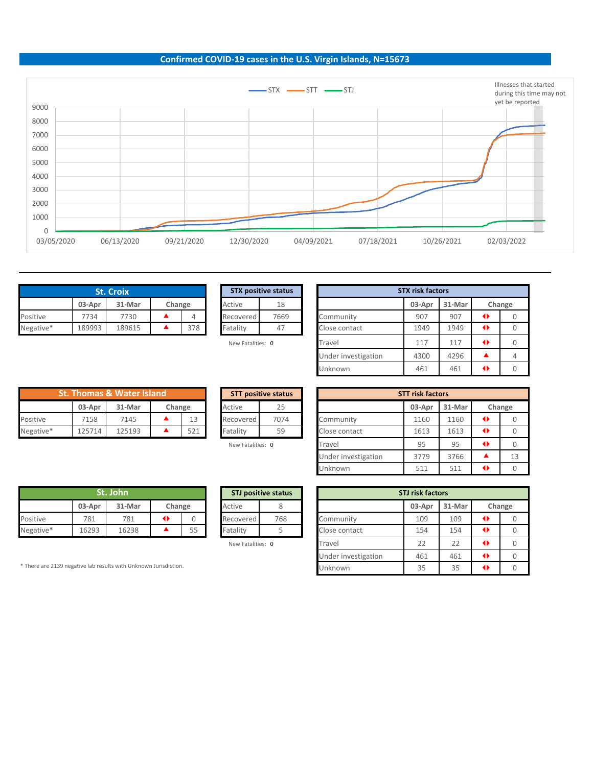## Confirmed COVID-19 cases in the U.S. Virgin Islands, N=15673

STX STT STJ

Illnesses that started during this time may not yet be reported

9000
8000
7000
6000
5000
4000
3000
2000
1000
0

03/05/2020 06/13/2020 09/21/2020 12/30/2020 04/09/2021 07/18/2021 10/26/2021 02/03/2022

| St. Croix | 03-Apr | 31-Mar | Change | |
|---|---|---|---|---|
| Positive | 7734 | 7730 | ▲ | 4 |
| Negative* | 189993 | 189615 | ▲ | 378 |

| STX positive status | |
|---|---|
| Active | 18 |
| Recovered | 7669 |
| Fatality | 47 |

New Fatalities: 0

| STX risk factors | 03-Apr | 31-Mar | Change | |
|---|---|---|---|---|
| Community | 907 | 907 | ◆ | 0 |
| Close contact | 1949 | 1949 | ◆ | 0 |
| Travel | 117 | 117 | ◆ | 0 |
| Under investigation | 4300 | 4296 | ▲ | 4 |
| Unknown | 461 | 461 | ◆ | 0 |

| St. Thomas & Water Island | 03-Apr | 31-Mar | Change | |
|---|---|---|---|---|
| Positive | 7158 | 7145 | ▲ | 13 |
| Negative* | 125714 | 125193 | ▲ | 521 |

| STT positive status | |
|---|---|
| Active | 25 |
| Recovered | 7074 |
| Fatality | 59 |

New Fatalities: 0

| STT risk factors | 03-Apr | 31-Mar | Change | |
|---|---|---|---|---|
| Community | 1160 | 1160 | ◆ | 0 |
| Close contact | 1613 | 1613 | ◆ | 0 |
| Travel | 95 | 95 | ◆ | 0 |
| Under investigation | 3779 | 3766 | ▲ | 13 |
| Unknown | 511 | 511 | ◆ | 0 |

| St. John | 03-Apr | 31-Mar | Change | |
|---|---|---|---|---|
| Positive | 781 | 781 | ◆ | 0 |
| Negative* | 16293 | 16238 | ▲ | 55 |

| STJ positive status | |
|---|---|
| Active | 8 |
| Recovered | 768 |
| Fatality | 5 |

New Fatalities: 0

| STJ risk factors | 03-Apr | 31-Mar | Change | |
|---|---|---|---|---|
| Community | 109 | 109 | ◆ | 0 |
| Close contact | 154 | 154 | ◆ | 0 |
| Travel | 22 | 22 | ◆ | 0 |
| Under investigation | 461 | 461 | ◆ | 0 |
| Unknown | 35 | 35 | ◆ | 0 |

* There are 2139 negative lab results with Unknown Jurisdiction.